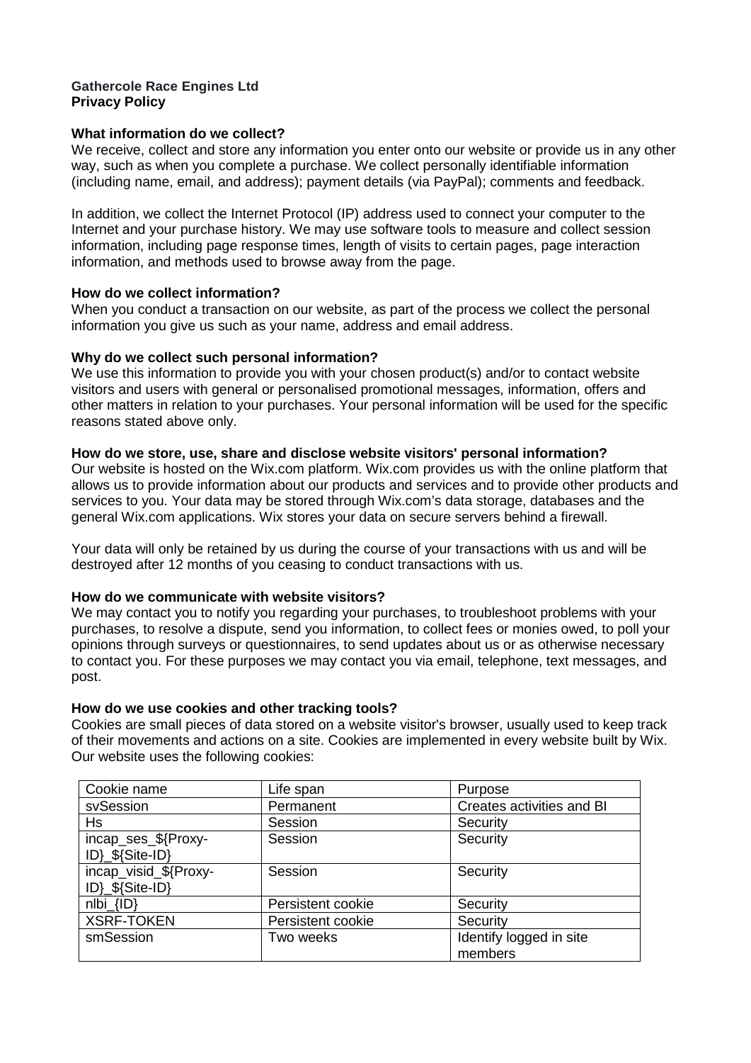**Gathercole Race Engines Ltd**
**Privacy Policy**

**What information do we collect?**
We receive, collect and store any information you enter onto our website or provide us in any other way, such as when you complete a purchase. We collect personally identifiable information (including name, email, and address); payment details (via PayPal); comments and feedback.

In addition, we collect the Internet Protocol (IP) address used to connect your computer to the Internet and your purchase history. We may use software tools to measure and collect session information, including page response times, length of visits to certain pages, page interaction information, and methods used to browse away from the page.

**How do we collect information?**
When you conduct a transaction on our website, as part of the process we collect the personal information you give us such as your name, address and email address.

**Why do we collect such personal information?**
We use this information to provide you with your chosen product(s) and/or to contact website visitors and users with general or personalised promotional messages, information, offers and other matters in relation to your purchases. Your personal information will be used for the specific reasons stated above only.

**How do we store, use, share and disclose website visitors' personal information?**
Our website is hosted on the Wix.com platform. Wix.com provides us with the online platform that allows us to provide information about our products and services and to provide other products and services to you. Your data may be stored through Wix.com's data storage, databases and the general Wix.com applications. Wix stores your data on secure servers behind a firewall.

Your data will only be retained by us during the course of your transactions with us and will be destroyed after 12 months of you ceasing to conduct transactions with us.

**How do we communicate with website visitors?**
We may contact you to notify you regarding your purchases, to troubleshoot problems with your purchases, to resolve a dispute, send you information, to collect fees or monies owed, to poll your opinions through surveys or questionnaires, to send updates about us or as otherwise necessary to contact you. For these purposes we may contact you via email, telephone, text messages, and post.

**How do we use cookies and other tracking tools?**
Cookies are small pieces of data stored on a website visitor's browser, usually used to keep track of their movements and actions on a site. Cookies are implemented in every website built by Wix. Our website uses the following cookies:

| Cookie name | Life span | Purpose |
|---|---|---|
| svSession | Permanent | Creates activities and BI |
| Hs | Session | Security |
| incap_ses_${Proxy-ID}_${Site-ID} | Session | Security |
| incap_visid_${Proxy-ID}_${Site-ID} | Session | Security |
| nlbi_{ID} | Persistent cookie | Security |
| XSRF-TOKEN | Persistent cookie | Security |
| smSession | Two weeks | Identify logged in site members |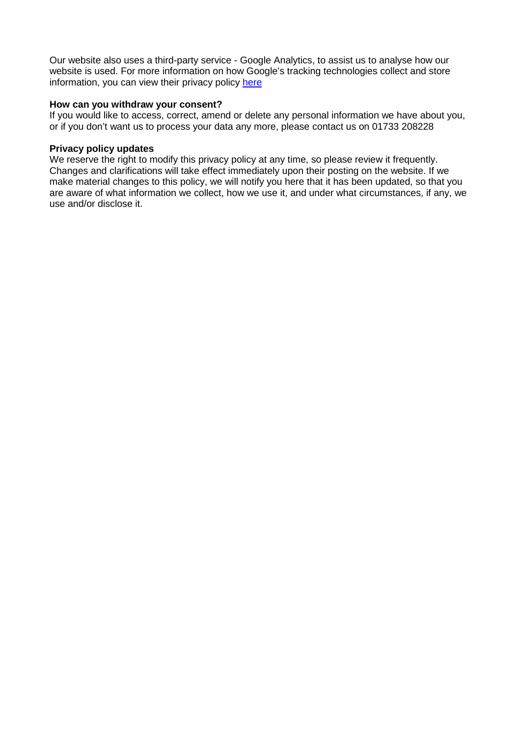Our website also uses a third-party service - Google Analytics, to assist us to analyse how our website is used. For more information on how Google's tracking technologies collect and store information, you can view their privacy policy here

**How can you withdraw your consent?**

If you would like to access, correct, amend or delete any personal information we have about you, or if you don't want us to process your data any more, please contact us on 01733 208228

**Privacy policy updates**

We reserve the right to modify this privacy policy at any time, so please review it frequently. Changes and clarifications will take effect immediately upon their posting on the website. If we make material changes to this policy, we will notify you here that it has been updated, so that you are aware of what information we collect, how we use it, and under what circumstances, if any, we use and/or disclose it.